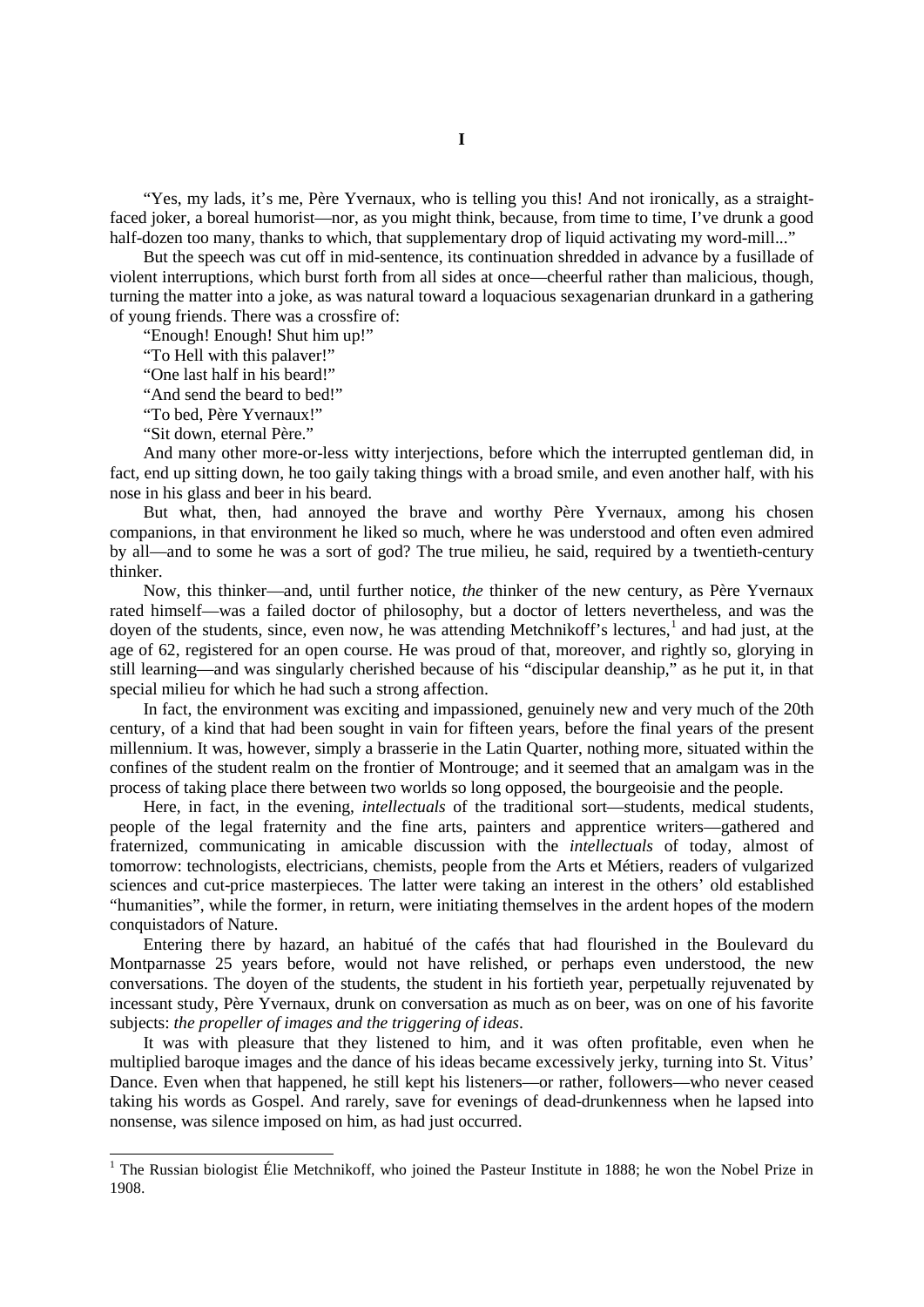# I

"Yes, my lads, it's me, Père Yvernaux, who is telling you this! And not ironically, as a straight-faced joker, a boreal humorist—nor, as you might think, because, from time to time, I've drunk a good half-dozen too many, thanks to which, that supplementary drop of liquid activating my word-mill..."

But the speech was cut off in mid-sentence, its continuation shredded in advance by a fusillade of violent interruptions, which burst forth from all sides at once—cheerful rather than malicious, though, turning the matter into a joke, as was natural toward a loquacious sexagenarian drunkard in a gathering of young friends. There was a crossfire of:

"Enough! Enough! Shut him up!"

"To Hell with this palaver!"

"One last half in his beard!"

"And send the beard to bed!"

"To bed, Père Yvernaux!"

"Sit down, eternal Père."

And many other more-or-less witty interjections, before which the interrupted gentleman did, in fact, end up sitting down, he too gaily taking things with a broad smile, and even another half, with his nose in his glass and beer in his beard.

But what, then, had annoyed the brave and worthy Père Yvernaux, among his chosen companions, in that environment he liked so much, where he was understood and often even admired by all—and to some he was a sort of god? The true milieu, he said, required by a twentieth-century thinker.

Now, this thinker—and, until further notice, *the* thinker of the new century, as Père Yvernaux rated himself—was a failed doctor of philosophy, but a doctor of letters nevertheless, and was the doyen of the students, since, even now, he was attending Metchnikoff's lectures,[1] and had just, at the age of 62, registered for an open course. He was proud of that, moreover, and rightly so, glorying in still learning—and was singularly cherished because of his "discipular deanship," as he put it, in that special milieu for which he had such a strong affection.

In fact, the environment was exciting and impassioned, genuinely new and very much of the 20th century, of a kind that had been sought in vain for fifteen years, before the final years of the present millennium. It was, however, simply a brasserie in the Latin Quarter, nothing more, situated within the confines of the student realm on the frontier of Montrouge; and it seemed that an amalgam was in the process of taking place there between two worlds so long opposed, the bourgeoisie and the people.

Here, in fact, in the evening, *intellectuals* of the traditional sort—students, medical students, people of the legal fraternity and the fine arts, painters and apprentice writers—gathered and fraternized, communicating in amicable discussion with the *intellectuals* of today, almost of tomorrow: technologists, electricians, chemists, people from the Arts et Métiers, readers of vulgarized sciences and cut-price masterpieces. The latter were taking an interest in the others' old established "humanities", while the former, in return, were initiating themselves in the ardent hopes of the modern conquistadors of Nature.

Entering there by hazard, an habitué of the cafés that had flourished in the Boulevard du Montparnasse 25 years before, would not have relished, or perhaps even understood, the new conversations. The doyen of the students, the student in his fortieth year, perpetually rejuvenated by incessant study, Père Yvernaux, drunk on conversation as much as on beer, was on one of his favorite subjects: *the propeller of images and the triggering of ideas*.

It was with pleasure that they listened to him, and it was often profitable, even when he multiplied baroque images and the dance of his ideas became excessively jerky, turning into St. Vitus' Dance. Even when that happened, he still kept his listeners—or rather, followers—who never ceased taking his words as Gospel. And rarely, save for evenings of dead-drunkenness when he lapsed into nonsense, was silence imposed on him, as had just occurred.

---

[1] The Russian biologist Élie Metchnikoff, who joined the Pasteur Institute in 1888; he won the Nobel Prize in 1908.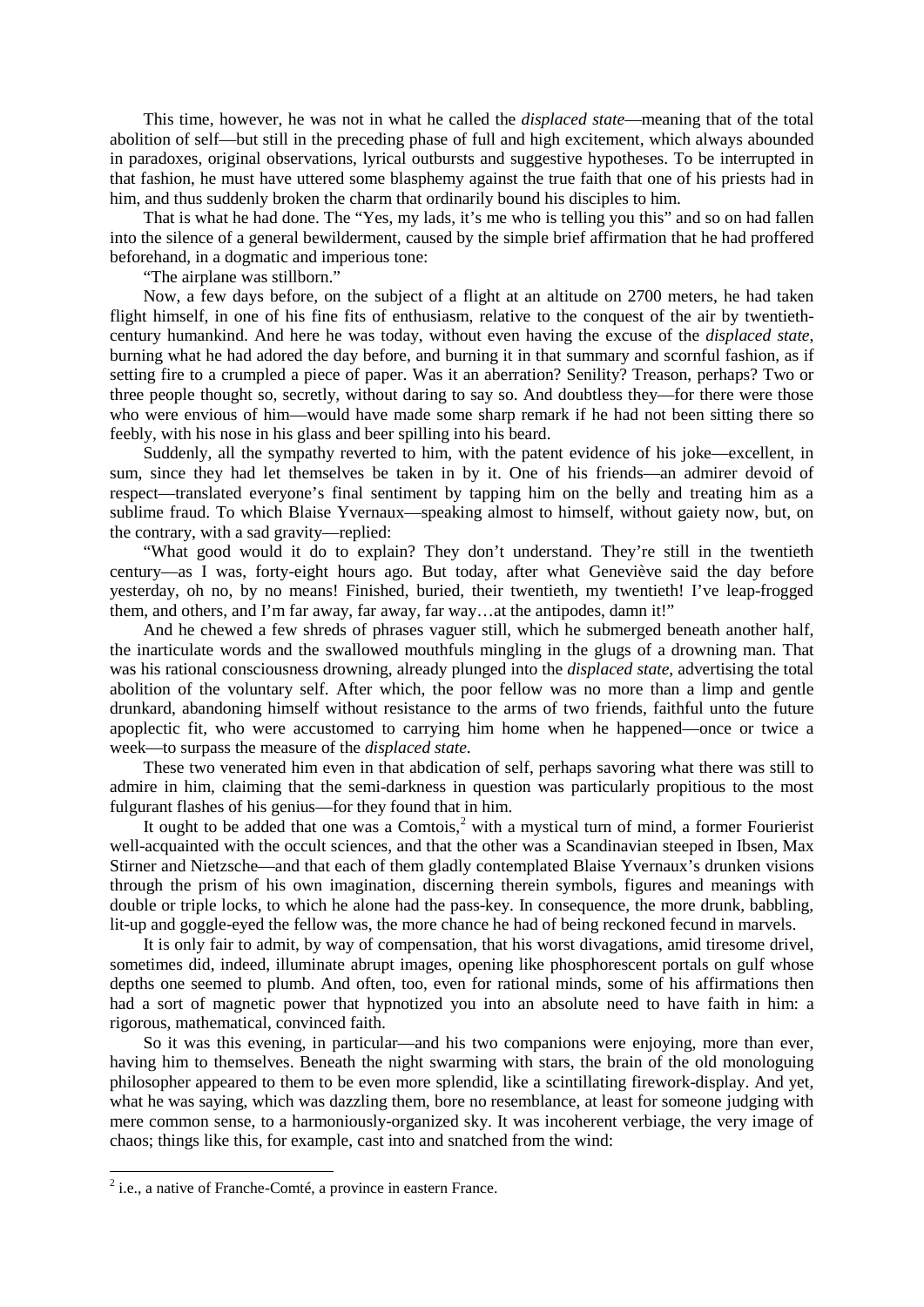This time, however, he was not in what he called the *displaced state*—meaning that of the total abolition of self—but still in the preceding phase of full and high excitement, which always abounded in paradoxes, original observations, lyrical outbursts and suggestive hypotheses. To be interrupted in that fashion, he must have uttered some blasphemy against the true faith that one of his priests had in him, and thus suddenly broken the charm that ordinarily bound his disciples to him.

That is what he had done. The "Yes, my lads, it's me who is telling you this" and so on had fallen into the silence of a general bewilderment, caused by the simple brief affirmation that he had proffered beforehand, in a dogmatic and imperious tone:

"The airplane was stillborn."

Now, a few days before, on the subject of a flight at an altitude on 2700 meters, he had taken flight himself, in one of his fine fits of enthusiasm, relative to the conquest of the air by twentieth-century humankind. And here he was today, without even having the excuse of the *displaced state*, burning what he had adored the day before, and burning it in that summary and scornful fashion, as if setting fire to a crumpled a piece of paper. Was it an aberration? Senility? Treason, perhaps? Two or three people thought so, secretly, without daring to say so. And doubtless they—for there were those who were envious of him—would have made some sharp remark if he had not been sitting there so feebly, with his nose in his glass and beer spilling into his beard.

Suddenly, all the sympathy reverted to him, with the patent evidence of his joke—excellent, in sum, since they had let themselves be taken in by it. One of his friends—an admirer devoid of respect—translated everyone's final sentiment by tapping him on the belly and treating him as a sublime fraud. To which Blaise Yvernaux—speaking almost to himself, without gaiety now, but, on the contrary, with a sad gravity—replied:

"What good would it do to explain? They don't understand. They're still in the twentieth century—as I was, forty-eight hours ago. But today, after what Geneviève said the day before yesterday, oh no, by no means! Finished, buried, their twentieth, my twentieth! I've leap-frogged them, and others, and I'm far away, far away, far way…at the antipodes, damn it!"

And he chewed a few shreds of phrases vaguer still, which he submerged beneath another half, the inarticulate words and the swallowed mouthfuls mingling in the glugs of a drowning man. That was his rational consciousness drowning, already plunged into the *displaced state*, advertising the total abolition of the voluntary self. After which, the poor fellow was no more than a limp and gentle drunkard, abandoning himself without resistance to the arms of two friends, faithful unto the future apoplectic fit, who were accustomed to carrying him home when he happened—once or twice a week—to surpass the measure of the *displaced state.*

These two venerated him even in that abdication of self, perhaps savoring what there was still to admire in him, claiming that the semi-darkness in question was particularly propitious to the most fulgurant flashes of his genius—for they found that in him.

It ought to be added that one was a Comtois,[2] with a mystical turn of mind, a former Fourierist well-acquainted with the occult sciences, and that the other was a Scandinavian steeped in Ibsen, Max Stirner and Nietzsche—and that each of them gladly contemplated Blaise Yvernaux's drunken visions through the prism of his own imagination, discerning therein symbols, figures and meanings with double or triple locks, to which he alone had the pass-key. In consequence, the more drunk, babbling, lit-up and goggle-eyed the fellow was, the more chance he had of being reckoned fecund in marvels.

It is only fair to admit, by way of compensation, that his worst divagations, amid tiresome drivel, sometimes did, indeed, illuminate abrupt images, opening like phosphorescent portals on gulf whose depths one seemed to plumb. And often, too, even for rational minds, some of his affirmations then had a sort of magnetic power that hypnotized you into an absolute need to have faith in him: a rigorous, mathematical, convinced faith.

So it was this evening, in particular—and his two companions were enjoying, more than ever, having him to themselves. Beneath the night swarming with stars, the brain of the old monologuing philosopher appeared to them to be even more splendid, like a scintillating firework-display. And yet, what he was saying, which was dazzling them, bore no resemblance, at least for someone judging with mere common sense, to a harmoniously-organized sky. It was incoherent verbiage, the very image of chaos; things like this, for example, cast into and snatched from the wind:

[2] i.e., a native of Franche-Comté, a province in eastern France.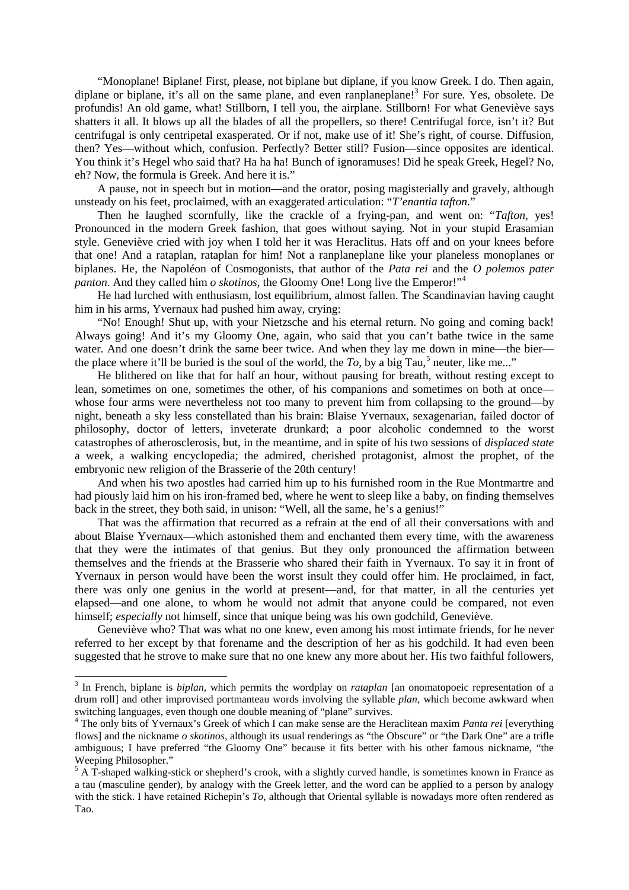"Monoplane! Biplane! First, please, not biplane but diplane, if you know Greek. I do. Then again, diplane or biplane, it's all on the same plane, and even ranplaneplane![3] For sure. Yes, obsolete. De profundis! An old game, what! Stillborn, I tell you, the airplane. Stillborn! For what Geneviève says shatters it all. It blows up all the blades of all the propellers, so there! Centrifugal force, isn't it? But centrifugal is only centripetal exasperated. Or if not, make use of it! She's right, of course. Diffusion, then? Yes—without which, confusion. Perfectly? Better still? Fusion—since opposites are identical. You think it's Hegel who said that? Ha ha ha! Bunch of ignoramuses! Did he speak Greek, Hegel? No, eh? Now, the formula is Greek. And here it is."

A pause, not in speech but in motion—and the orator, posing magisterially and gravely, although unsteady on his feet, proclaimed, with an exaggerated articulation: "*T'enantia tafton*."

Then he laughed scornfully, like the crackle of a frying-pan, and went on: "*Tafton*, yes! Pronounced in the modern Greek fashion, that goes without saying. Not in your stupid Erasamian style. Geneviève cried with joy when I told her it was Heraclitus. Hats off and on your knees before that one! And a rataplan, rataplan for him! Not a ranplaneplane like your planeless monoplanes or biplanes. He, the Napoléon of Cosmogonists, that author of the *Pata rei* and the *O polemos pater panton*. And they called him *o skotinos*, the Gloomy One! Long live the Emperor!"[4]

He had lurched with enthusiasm, lost equilibrium, almost fallen. The Scandinavian having caught him in his arms, Yvernaux had pushed him away, crying:

"No! Enough! Shut up, with your Nietzsche and his eternal return. No going and coming back! Always going! And it's my Gloomy One, again, who said that you can't bathe twice in the same water. And one doesn't drink the same beer twice. And when they lay me down in mine—the bier—the place where it'll be buried is the soul of the world, the *To*, by a big Tau,[5] neuter, like me..."

He blithered on like that for half an hour, without pausing for breath, without resting except to lean, sometimes on one, sometimes the other, of his companions and sometimes on both at once—whose four arms were nevertheless not too many to prevent him from collapsing to the ground—by night, beneath a sky less constellated than his brain: Blaise Yvernaux, sexagenarian, failed doctor of philosophy, doctor of letters, inveterate drunkard; a poor alcoholic condemned to the worst catastrophes of atherosclerosis, but, in the meantime, and in spite of his two sessions of *displaced state* a week, a walking encyclopedia; the admired, cherished protagonist, almost the prophet, of the embryonic new religion of the Brasserie of the 20th century!

And when his two apostles had carried him up to his furnished room in the Rue Montmartre and had piously laid him on his iron-framed bed, where he went to sleep like a baby, on finding themselves back in the street, they both said, in unison: "Well, all the same, he's a genius!"

That was the affirmation that recurred as a refrain at the end of all their conversations with and about Blaise Yvernaux—which astonished them and enchanted them every time, with the awareness that they were the intimates of that genius. But they only pronounced the affirmation between themselves and the friends at the Brasserie who shared their faith in Yvernaux. To say it in front of Yvernaux in person would have been the worst insult they could offer him. He proclaimed, in fact, there was only one genius in the world at present—and, for that matter, in all the centuries yet elapsed—and one alone, to whom he would not admit that anyone could be compared, not even himself; *especially* not himself, since that unique being was his own godchild, Geneviève.

Geneviève who? That was what no one knew, even among his most intimate friends, for he never referred to her except by that forename and the description of her as his godchild. It had even been suggested that he strove to make sure that no one knew any more about her. His two faithful followers,

---

[3] In French, biplane is *biplan*, which permits the wordplay on *rataplan* [an onomatopoeic representation of a drum roll] and other improvised portmanteau words involving the syllable *plan*, which become awkward when switching languages, even though one double meaning of "plane" survives.

[4] The only bits of Yvernaux's Greek of which I can make sense are the Heraclitean maxim *Panta rei* [everything flows] and the nickname *o skotinos*, although its usual renderings as "the Obscure" or "the Dark One" are a trifle ambiguous; I have preferred "the Gloomy One" because it fits better with his other famous nickname, "the Weeping Philosopher."

[5] A T-shaped walking-stick or shepherd's crook, with a slightly curved handle, is sometimes known in France as a tau (masculine gender), by analogy with the Greek letter, and the word can be applied to a person by analogy with the stick. I have retained Richepin's *To*, although that Oriental syllable is nowadays more often rendered as Tao.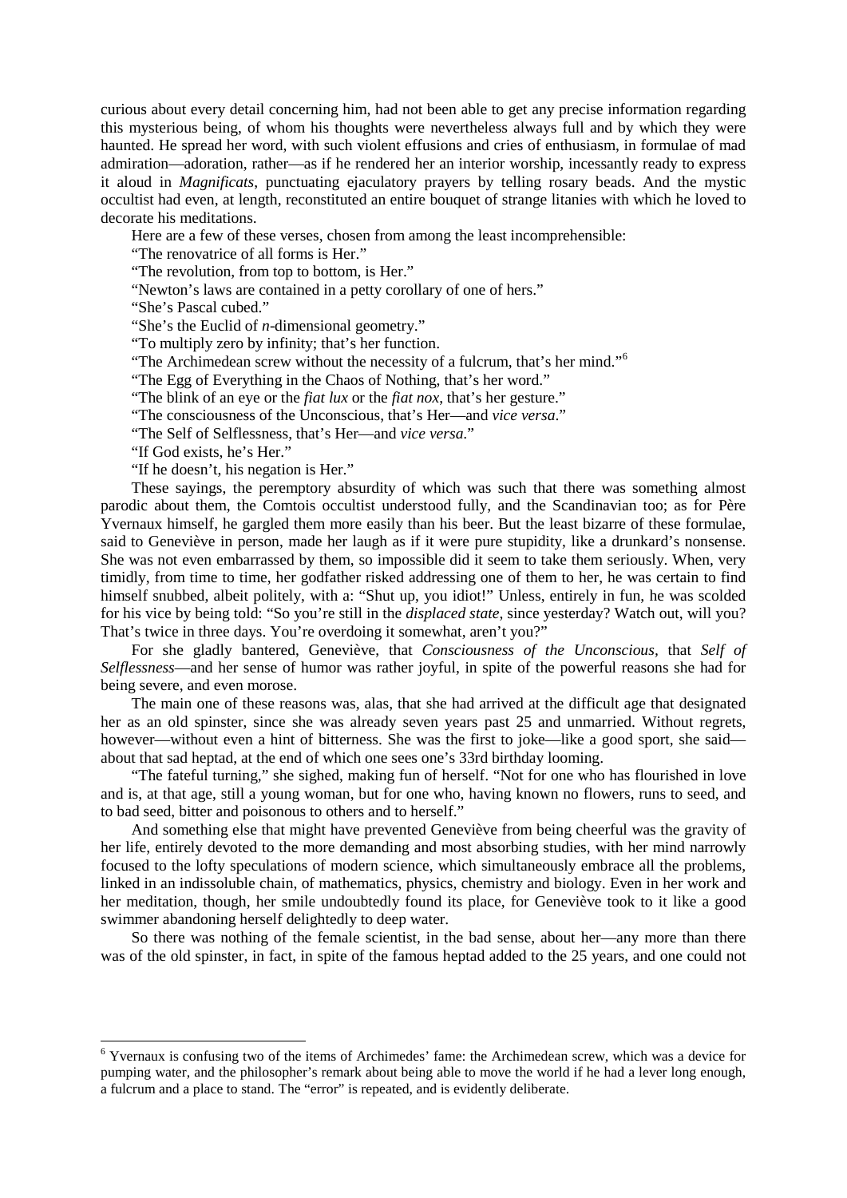curious about every detail concerning him, had not been able to get any precise information regarding this mysterious being, of whom his thoughts were nevertheless always full and by which they were haunted. He spread her word, with such violent effusions and cries of enthusiasm, in formulae of mad admiration—adoration, rather—as if he rendered her an interior worship, incessantly ready to express it aloud in *Magnificats*, punctuating ejaculatory prayers by telling rosary beads. And the mystic occultist had even, at length, reconstituted an entire bouquet of strange litanies with which he loved to decorate his meditations.

Here are a few of these verses, chosen from among the least incomprehensible:

"The renovatrice of all forms is Her."

"The revolution, from top to bottom, is Her."

"Newton's laws are contained in a petty corollary of one of hers."

"She's Pascal cubed."

"She's the Euclid of *n*-dimensional geometry."

"To multiply zero by infinity; that's her function.

"The Archimedean screw without the necessity of a fulcrum, that's her mind."[6]

"The Egg of Everything in the Chaos of Nothing, that's her word."

"The blink of an eye or the *fiat lux* or the *fiat nox*, that's her gesture."

"The consciousness of the Unconscious, that's Her—and *vice versa*."

"The Self of Selflessness, that's Her—and *vice versa*."

"If God exists, he's Her."

"If he doesn't, his negation is Her."

These sayings, the peremptory absurdity of which was such that there was something almost parodic about them, the Comtois occultist understood fully, and the Scandinavian too; as for Père Yvernaux himself, he gargled them more easily than his beer. But the least bizarre of these formulae, said to Geneviève in person, made her laugh as if it were pure stupidity, like a drunkard's nonsense. She was not even embarrassed by them, so impossible did it seem to take them seriously. When, very timidly, from time to time, her godfather risked addressing one of them to her, he was certain to find himself snubbed, albeit politely, with a: "Shut up, you idiot!" Unless, entirely in fun, he was scolded for his vice by being told: "So you're still in the *displaced state*, since yesterday? Watch out, will you? That's twice in three days. You're overdoing it somewhat, aren't you?"

For she gladly bantered, Geneviève, that *Consciousness of the Unconscious*, that *Self of Selflessness*—and her sense of humor was rather joyful, in spite of the powerful reasons she had for being severe, and even morose.

The main one of these reasons was, alas, that she had arrived at the difficult age that designated her as an old spinster, since she was already seven years past 25 and unmarried. Without regrets, however—without even a hint of bitterness. She was the first to joke—like a good sport, she said—about that sad heptad, at the end of which one sees one's 33rd birthday looming.

"The fateful turning," she sighed, making fun of herself. "Not for one who has flourished in love and is, at that age, still a young woman, but for one who, having known no flowers, runs to seed, and to bad seed, bitter and poisonous to others and to herself."

And something else that might have prevented Geneviève from being cheerful was the gravity of her life, entirely devoted to the more demanding and most absorbing studies, with her mind narrowly focused to the lofty speculations of modern science, which simultaneously embrace all the problems, linked in an indissoluble chain, of mathematics, physics, chemistry and biology. Even in her work and her meditation, though, her smile undoubtedly found its place, for Geneviève took to it like a good swimmer abandoning herself delightedly to deep water.

So there was nothing of the female scientist, in the bad sense, about her—any more than there was of the old spinster, in fact, in spite of the famous heptad added to the 25 years, and one could not

[6] Yvernaux is confusing two of the items of Archimedes' fame: the Archimedean screw, which was a device for pumping water, and the philosopher's remark about being able to move the world if he had a lever long enough, a fulcrum and a place to stand. The "error" is repeated, and is evidently deliberate.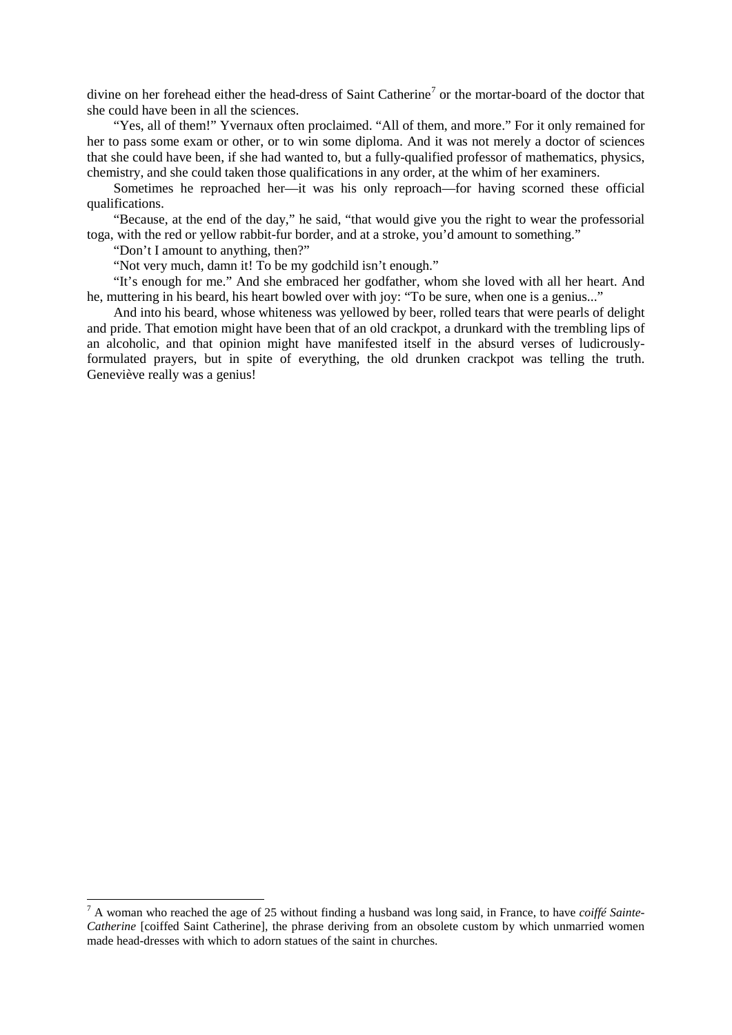divine on her forehead either the head-dress of Saint Catherine[7] or the mortar-board of the doctor that she could have been in all the sciences.

"Yes, all of them!" Yvernaux often proclaimed. "All of them, and more." For it only remained for her to pass some exam or other, or to win some diploma. And it was not merely a doctor of sciences that she could have been, if she had wanted to, but a fully-qualified professor of mathematics, physics, chemistry, and she could taken those qualifications in any order, at the whim of her examiners.

Sometimes he reproached her—it was his only reproach—for having scorned these official qualifications.

"Because, at the end of the day," he said, "that would give you the right to wear the professorial toga, with the red or yellow rabbit-fur border, and at a stroke, you'd amount to something."

"Don't I amount to anything, then?"

"Not very much, damn it! To be my godchild isn't enough."

"It's enough for me." And she embraced her godfather, whom she loved with all her heart. And he, muttering in his beard, his heart bowled over with joy: "To be sure, when one is a genius..."

And into his beard, whose whiteness was yellowed by beer, rolled tears that were pearls of delight and pride. That emotion might have been that of an old crackpot, a drunkard with the trembling lips of an alcoholic, and that opinion might have manifested itself in the absurd verses of ludicrously-formulated prayers, but in spite of everything, the old drunken crackpot was telling the truth. Geneviève really was a genius!

---

[7] A woman who reached the age of 25 without finding a husband was long said, in France, to have *coiffé Sainte-Catherine* [coiffed Saint Catherine], the phrase deriving from an obsolete custom by which unmarried women made head-dresses with which to adorn statues of the saint in churches.